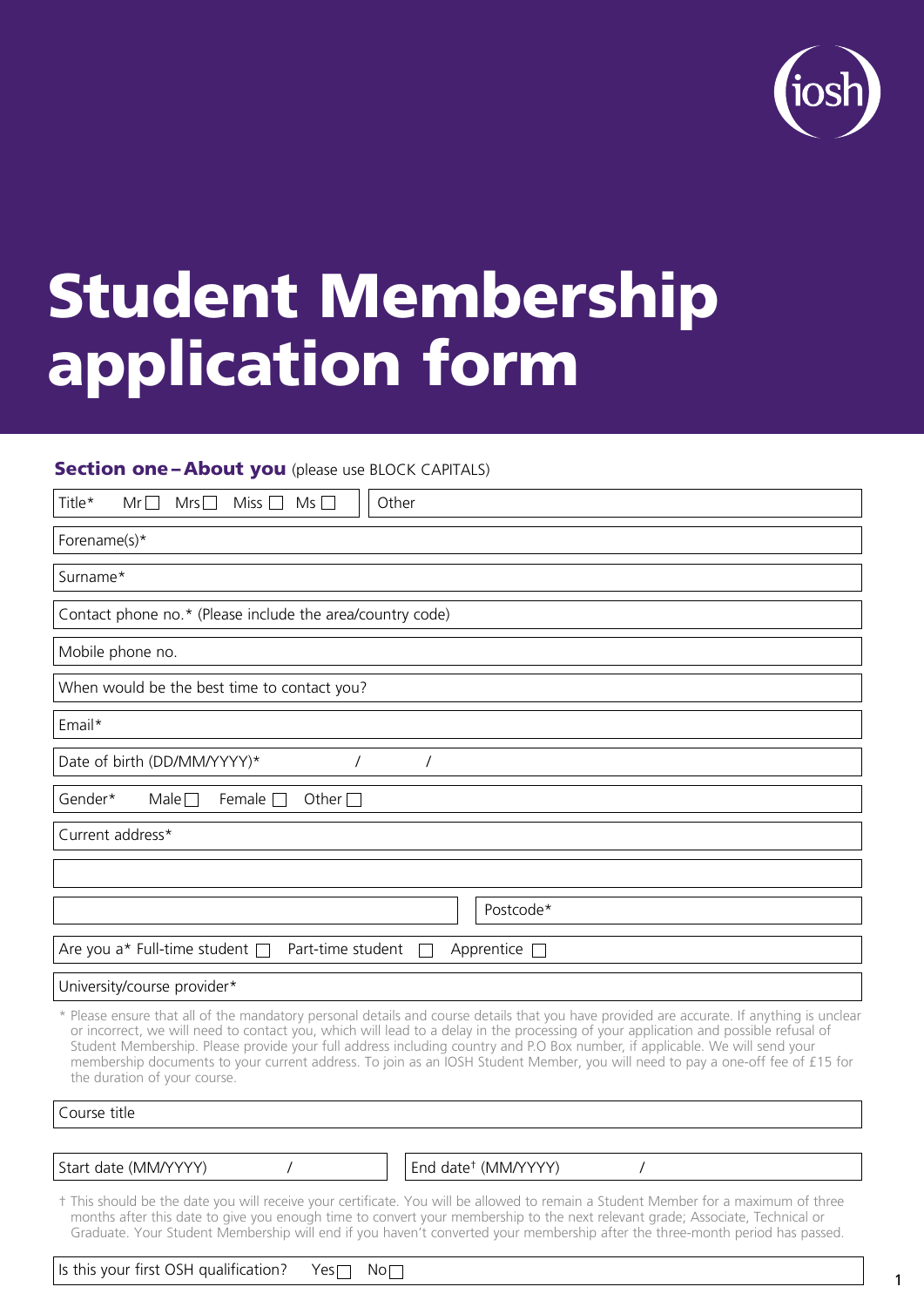# Student Membership application form

### Section one – About you (please use BLOCK CAPITALS)

Title* Mr ☐ Mrs ☐ Miss ☐ Ms ☐ | Other

Forename(s)*

Surname*

Contact phone no.* (Please include the area/country code)

Mobile phone no.

When would be the best time to contact you?

Email*

Date of birth (DD/MM/YYYY)* / /

Gender* Male ☐ Female ☐ Other ☐

Current address*

Postcode*

Are you a* Full-time student ☐ Part-time student ☐ Apprentice ☐

University/course provider*

\* Please ensure that all of the mandatory personal details and course details that you have provided are accurate. If anything is unclear or incorrect, we will need to contact you, which will lead to a delay in the processing of your application and possible refusal of Student Membership. Please provide your full address including country and P.O Box number, if applicable. We will send your membership documents to your current address. To join as an IOSH Student Member, you will need to pay a one-off fee of £15 for the duration of your course.

Course title

Start date (MM/YYYY) / | End date† (MM/YYYY) /

† This should be the date you will receive your certificate. You will be allowed to remain a Student Member for a maximum of three months after this date to give you enough time to convert your membership to the next relevant grade; Associate, Technical or Graduate. Your Student Membership will end if you haven't converted your membership after the three-month period has passed.

Is this your first OSH qualification? Yes ☐ No ☐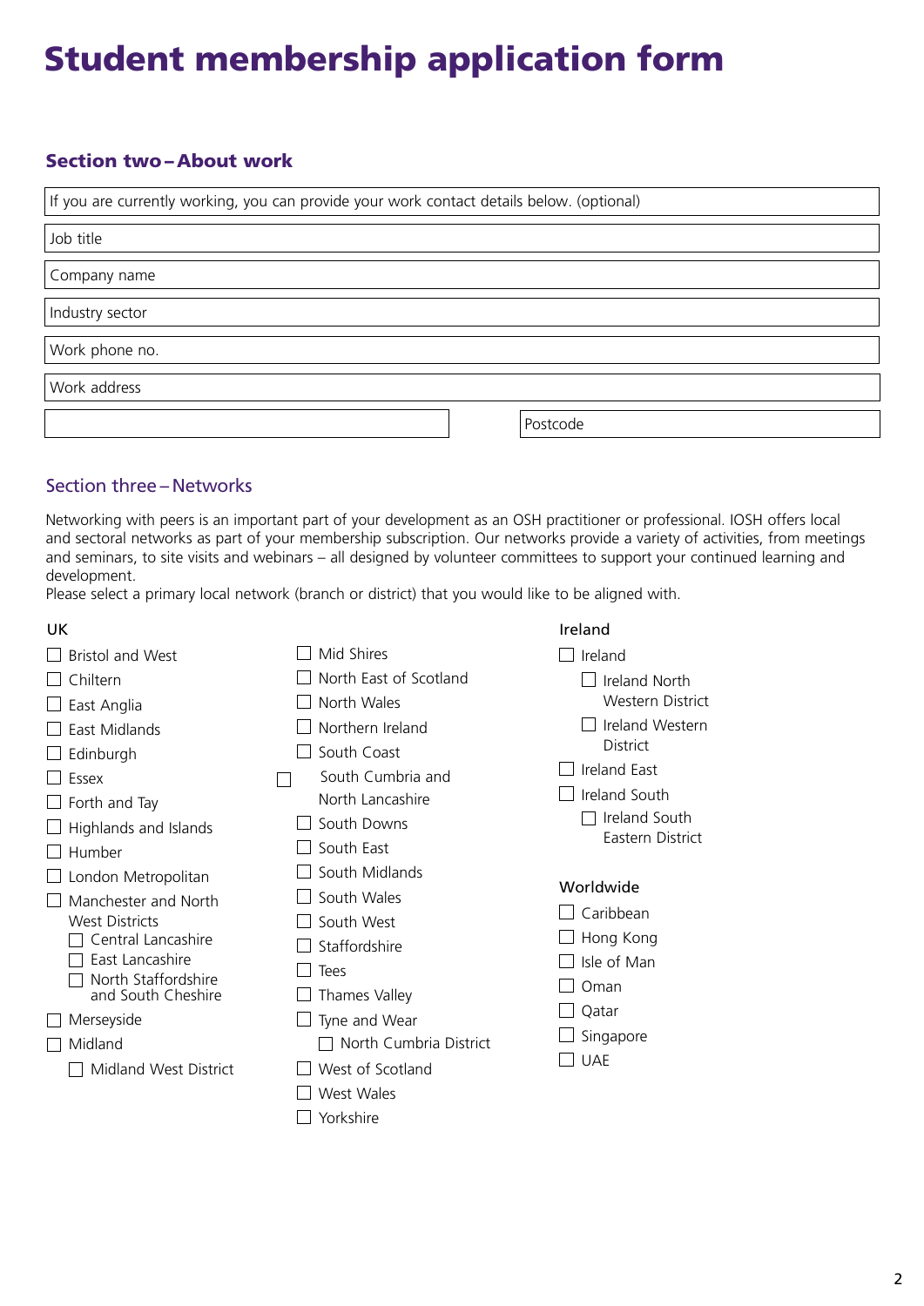# Student membership application form

## Section two – About work

If you are currently working, you can provide your work contact details below. (optional)

Job title

Company name

Industry sector

Work phone no.

Work address

Postcode

## Section three – Networks

Networking with peers is an important part of your development as an OSH practitioner or professional. IOSH offers local and sectoral networks as part of your membership subscription. Our networks provide a variety of activities, from meetings and seminars, to site visits and webinars – all designed by volunteer committees to support your continued learning and development.
Please select a primary local network (branch or district) that you would like to be aligned with.

**UK**

- ☐ Bristol and West
- ☐ Chiltern
- ☐ East Anglia
- ☐ East Midlands
- ☐ Edinburgh
- ☐ Essex
- ☐ Forth and Tay
- ☐ Highlands and Islands
- ☐ Humber
- ☐ London Metropolitan
- ☐ Manchester and North West Districts
  - ☐ Central Lancashire
  - ☐ East Lancashire
  - ☐ North Staffordshire and South Cheshire
- ☐ Merseyside
- ☐ Midland
  - ☐ Midland West District
- ☐ Mid Shires
- ☐ North East of Scotland
- ☐ North Wales
- ☐ Northern Ireland
- ☐ South Coast
- ☐ South Cumbria and North Lancashire
- ☐ South Downs
- ☐ South East
- ☐ South Midlands
- ☐ South Wales
- ☐ South West
- ☐ Staffordshire
- ☐ Tees
- ☐ Thames Valley
- ☐ Tyne and Wear
  - ☐ North Cumbria District
- ☐ West of Scotland
- ☐ West Wales
- ☐ Yorkshire

**Ireland**

- ☐ Ireland
  - ☐ Ireland North Western District
  - ☐ Ireland Western District
- ☐ Ireland East
- ☐ Ireland South
  - ☐ Ireland South Eastern District

**Worldwide**

- ☐ Caribbean
- ☐ Hong Kong
- ☐ Isle of Man
- ☐ Oman
- ☐ Qatar
- ☐ Singapore
- ☐ UAE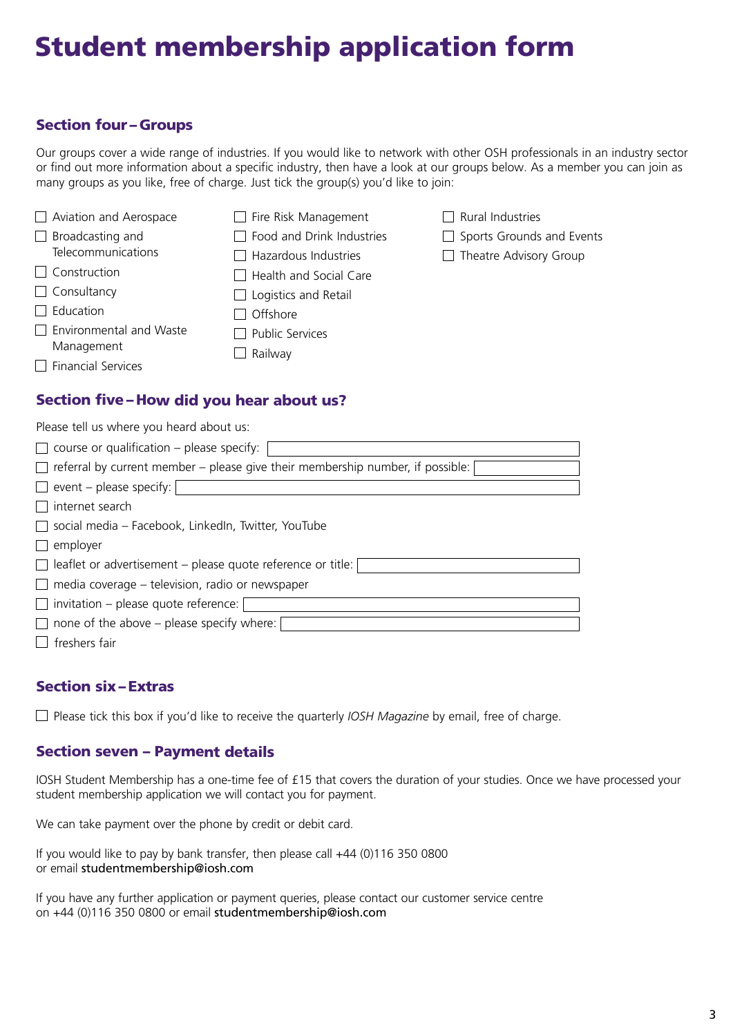# Student membership application form

## Section four – Groups

Our groups cover a wide range of industries. If you would like to network with other OSH professionals in an industry sector or find out more information about a specific industry, then have a look at our groups below. As a member you can join as many groups as you like, free of charge. Just tick the group(s) you'd like to join:

- ☐ Aviation and Aerospace
- ☐ Broadcasting and Telecommunications
- ☐ Construction
- ☐ Consultancy
- ☐ Education
- ☐ Environmental and Waste Management
- ☐ Financial Services
- ☐ Fire Risk Management
- ☐ Food and Drink Industries
- ☐ Hazardous Industries
- ☐ Health and Social Care
- ☐ Logistics and Retail
- ☐ Offshore
- ☐ Public Services
- ☐ Railway
- ☐ Rural Industries
- ☐ Sports Grounds and Events
- ☐ Theatre Advisory Group

## Section five – How did you hear about us?

Please tell us where you heard about us:

- ☐ course or qualification – please specify: ____________________
- ☐ referral by current member – please give their membership number, if possible: ____________________
- ☐ event – please specify: ____________________
- ☐ internet search
- ☐ social media – Facebook, LinkedIn, Twitter, YouTube
- ☐ employer
- ☐ leaflet or advertisement – please quote reference or title: ____________________
- ☐ media coverage – television, radio or newspaper
- ☐ invitation – please quote reference: ____________________
- ☐ none of the above – please specify where: ____________________
- ☐ freshers fair

## Section six – Extras

☐ Please tick this box if you'd like to receive the quarterly *IOSH Magazine* by email, free of charge.

## Section seven – Payment details

IOSH Student Membership has a one-time fee of £15 that covers the duration of your studies. Once we have processed your student membership application we will contact you for payment.

We can take payment over the phone by credit or debit card.

If you would like to pay by bank transfer, then please call +44 (0)116 350 0800 or email studentmembership@iosh.com

If you have any further application or payment queries, please contact our customer service centre on +44 (0)116 350 0800 or email studentmembership@iosh.com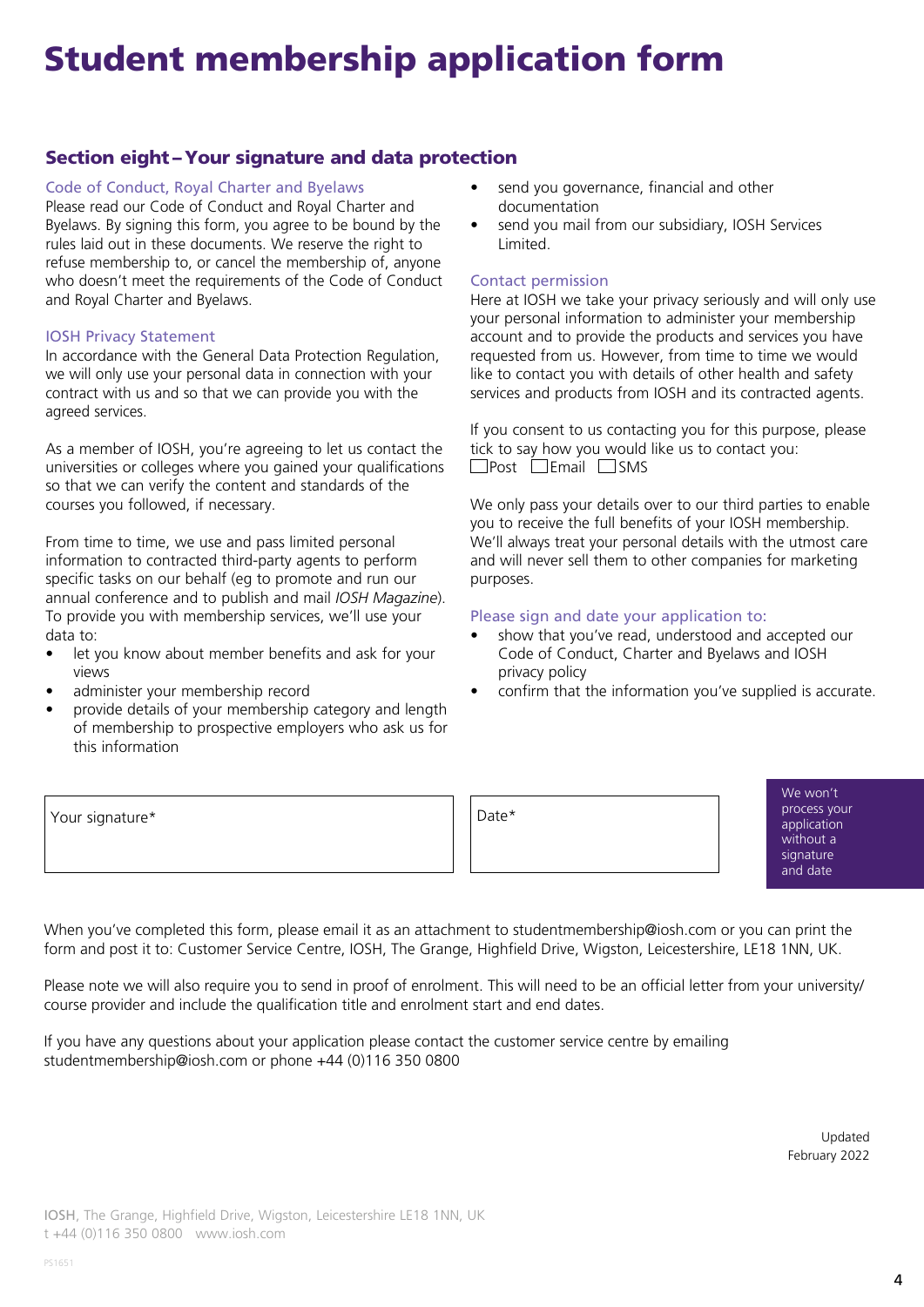# Student membership application form

## Section eight – Your signature and data protection

### Code of Conduct, Royal Charter and Byelaws

Please read our Code of Conduct and Royal Charter and Byelaws. By signing this form, you agree to be bound by the rules laid out in these documents. We reserve the right to refuse membership to, or cancel the membership of, anyone who doesn't meet the requirements of the Code of Conduct and Royal Charter and Byelaws.

### IOSH Privacy Statement

In accordance with the General Data Protection Regulation, we will only use your personal data in connection with your contract with us and so that we can provide you with the agreed services.

As a member of IOSH, you're agreeing to let us contact the universities or colleges where you gained your qualifications so that we can verify the content and standards of the courses you followed, if necessary.

From time to time, we use and pass limited personal information to contracted third-party agents to perform specific tasks on our behalf (eg to promote and run our annual conference and to publish and mail *IOSH Magazine*). To provide you with membership services, we'll use your data to:

- let you know about member benefits and ask for your views
- administer your membership record
- provide details of your membership category and length of membership to prospective employers who ask us for this information
- send you governance, financial and other documentation
- send you mail from our subsidiary, IOSH Services Limited.

### Contact permission

Here at IOSH we take your privacy seriously and will only use your personal information to administer your membership account and to provide the products and services you have requested from us. However, from time to time we would like to contact you with details of other health and safety services and products from IOSH and its contracted agents.

If you consent to us contacting you for this purpose, please tick to say how you would like us to contact you:

☐ Post ☐ Email ☐ SMS

We only pass your details over to our third parties to enable you to receive the full benefits of your IOSH membership. We'll always treat your personal details with the utmost care and will never sell them to other companies for marketing purposes.

### Please sign and date your application to:

- show that you've read, understood and accepted our Code of Conduct, Charter and Byelaws and IOSH privacy policy
- confirm that the information you've supplied is accurate.

| Your signature* | Date* |
|---|---|
| | |

We won't process your application without a signature and date

When you've completed this form, please email it as an attachment to studentmembership@iosh.com or you can print the form and post it to: Customer Service Centre, IOSH, The Grange, Highfield Drive, Wigston, Leicestershire, LE18 1NN, UK.

Please note we will also require you to send in proof of enrolment. This will need to be an official letter from your university/course provider and include the qualification title and enrolment start and end dates.

If you have any questions about your application please contact the customer service centre by emailing studentmembership@iosh.com or phone +44 (0)116 350 0800

Updated February 2022

**IOSH**, The Grange, Highfield Drive, Wigston, Leicestershire LE18 1NN, UK
t +44 (0)116 350 0800 www.iosh.com

PS1651